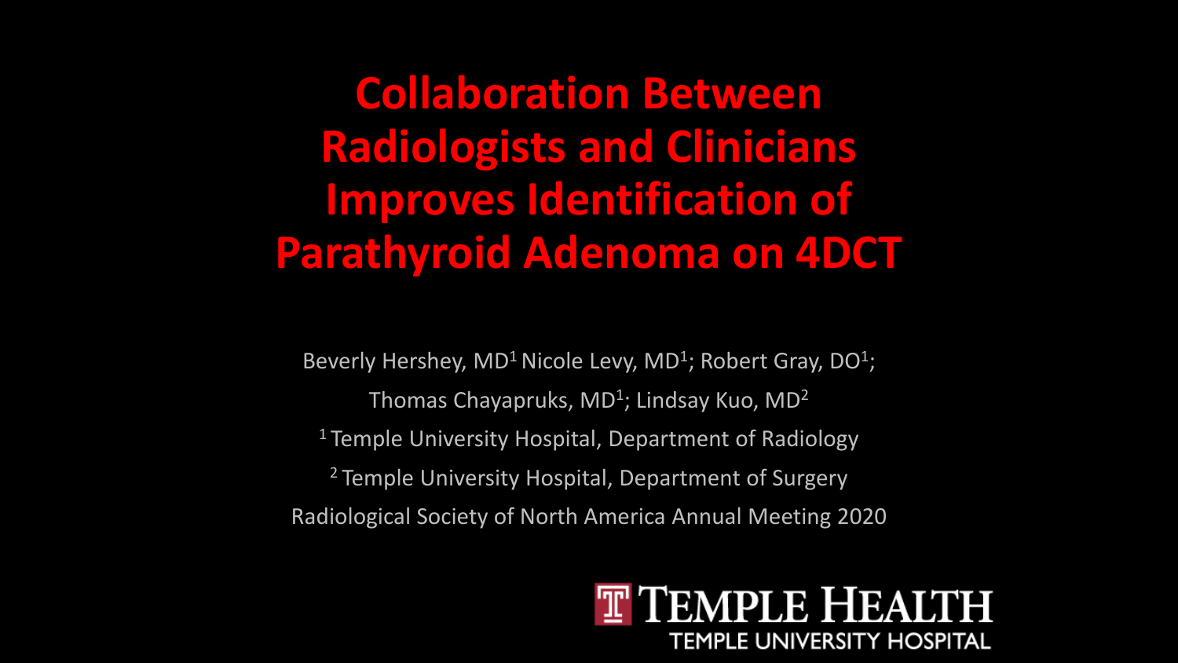# Collaboration Between Radiologists and Clinicians Improves Identification of Parathyroid Adenoma on 4DCT

Beverly Hershey, MD[1] Nicole Levy, MD[1]; Robert Gray, DO[1]; Thomas Chayapruks, MD[1]; Lindsay Kuo, MD[2]

[1] Temple University Hospital, Department of Radiology

[2] Temple University Hospital, Department of Surgery

Radiological Society of North America Annual Meeting 2020

TEMPLE HEALTH

TEMPLE UNIVERSITY HOSPITAL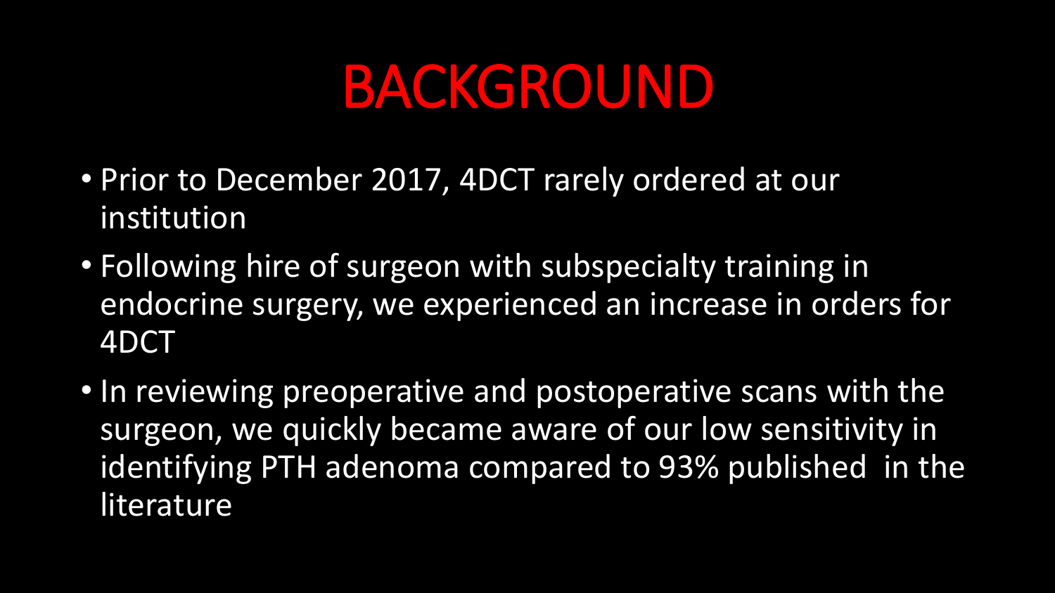# BACKGROUND

- Prior to December 2017, 4DCT rarely ordered at our institution
- Following hire of surgeon with subspecialty training in endocrine surgery, we experienced an increase in orders for 4DCT
- In reviewing preoperative and postoperative scans with the surgeon, we quickly became aware of our low sensitivity in identifying PTH adenoma compared to 93% published in the literature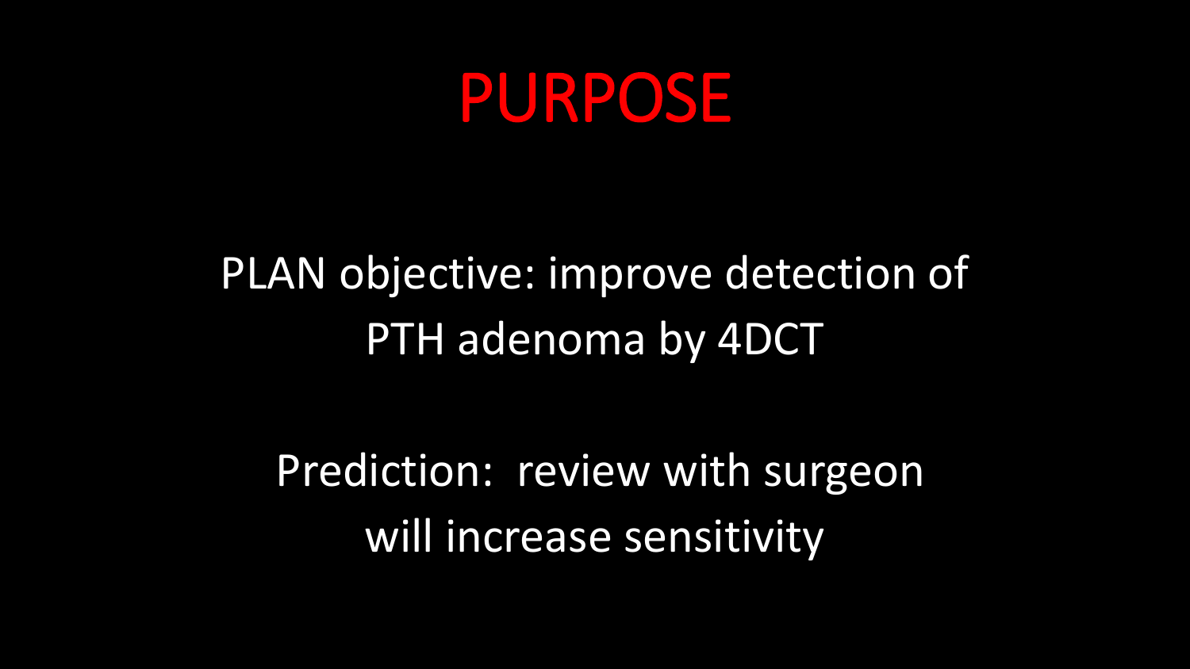# PURPOSE

PLAN objective: improve detection of PTH adenoma by 4DCT

Prediction: review with surgeon will increase sensitivity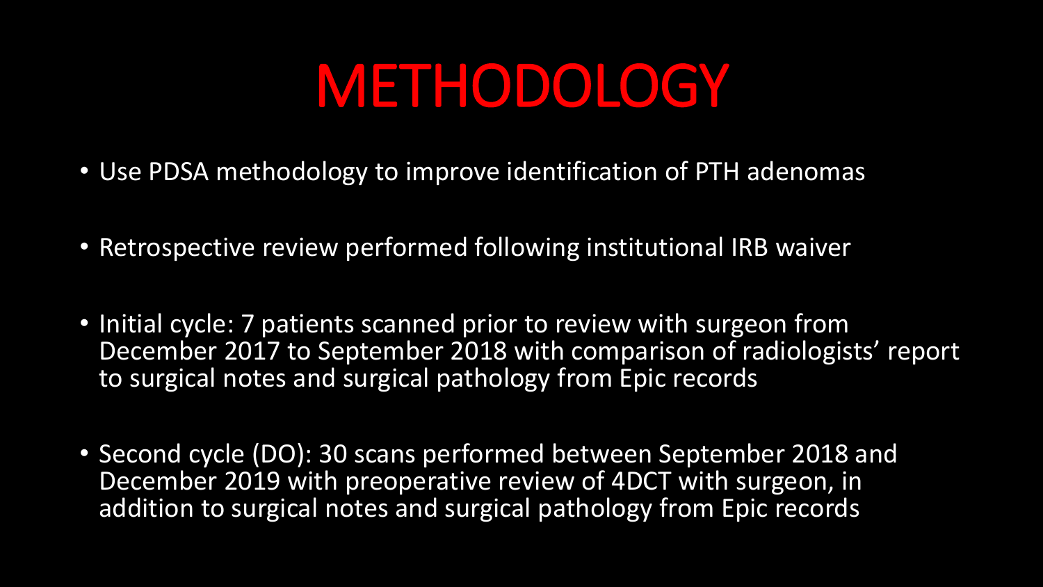# METHODOLOGY

- Use PDSA methodology to improve identification of PTH adenomas
- Retrospective review performed following institutional IRB waiver
- Initial cycle: 7 patients scanned prior to review with surgeon from December 2017 to September 2018 with comparison of radiologists' report to surgical notes and surgical pathology from Epic records
- Second cycle (DO): 30 scans performed between September 2018 and December 2019 with preoperative review of 4DCT with surgeon, in addition to surgical notes and surgical pathology from Epic records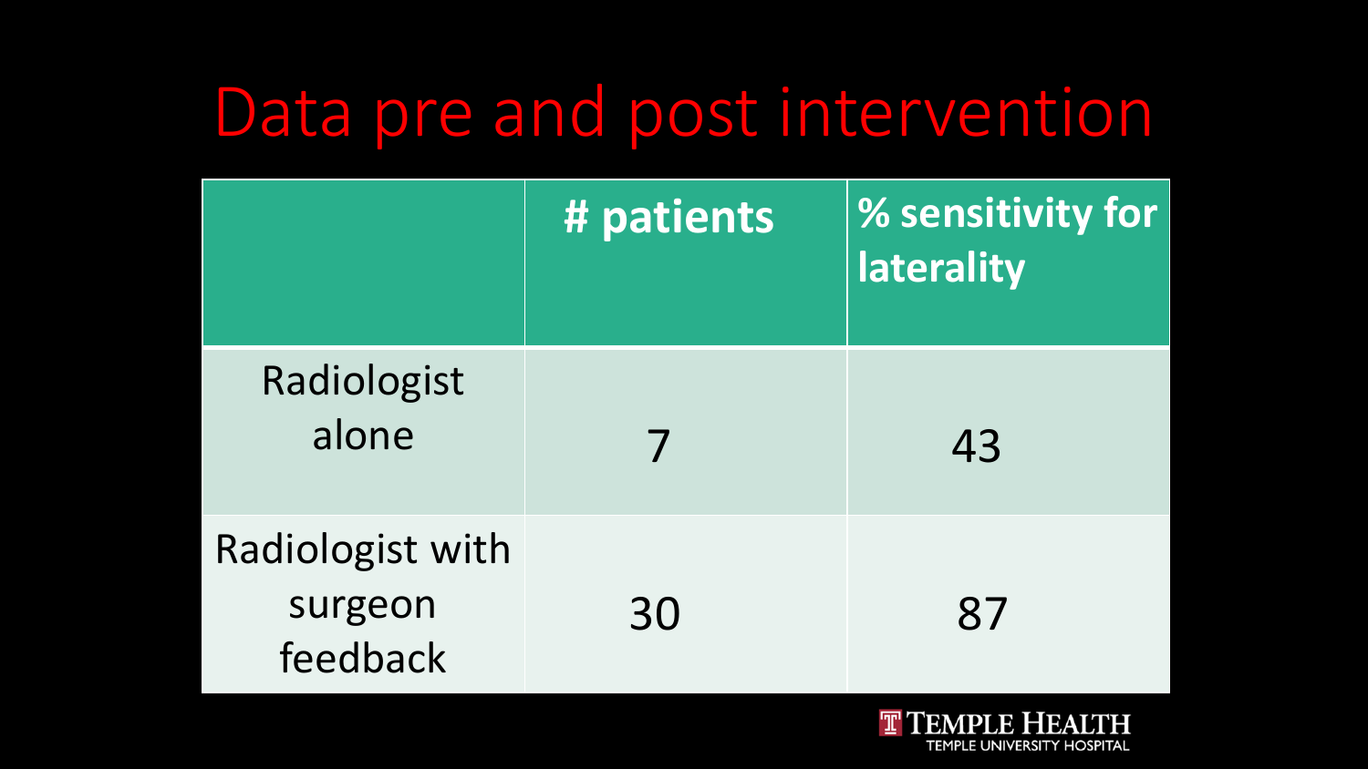# Data pre and post intervention

| | # patients | % sensitivity for laterality |
|---|---|---|
| Radiologist alone | 7 | 43 |
| Radiologist with surgeon feedback | 30 | 87 |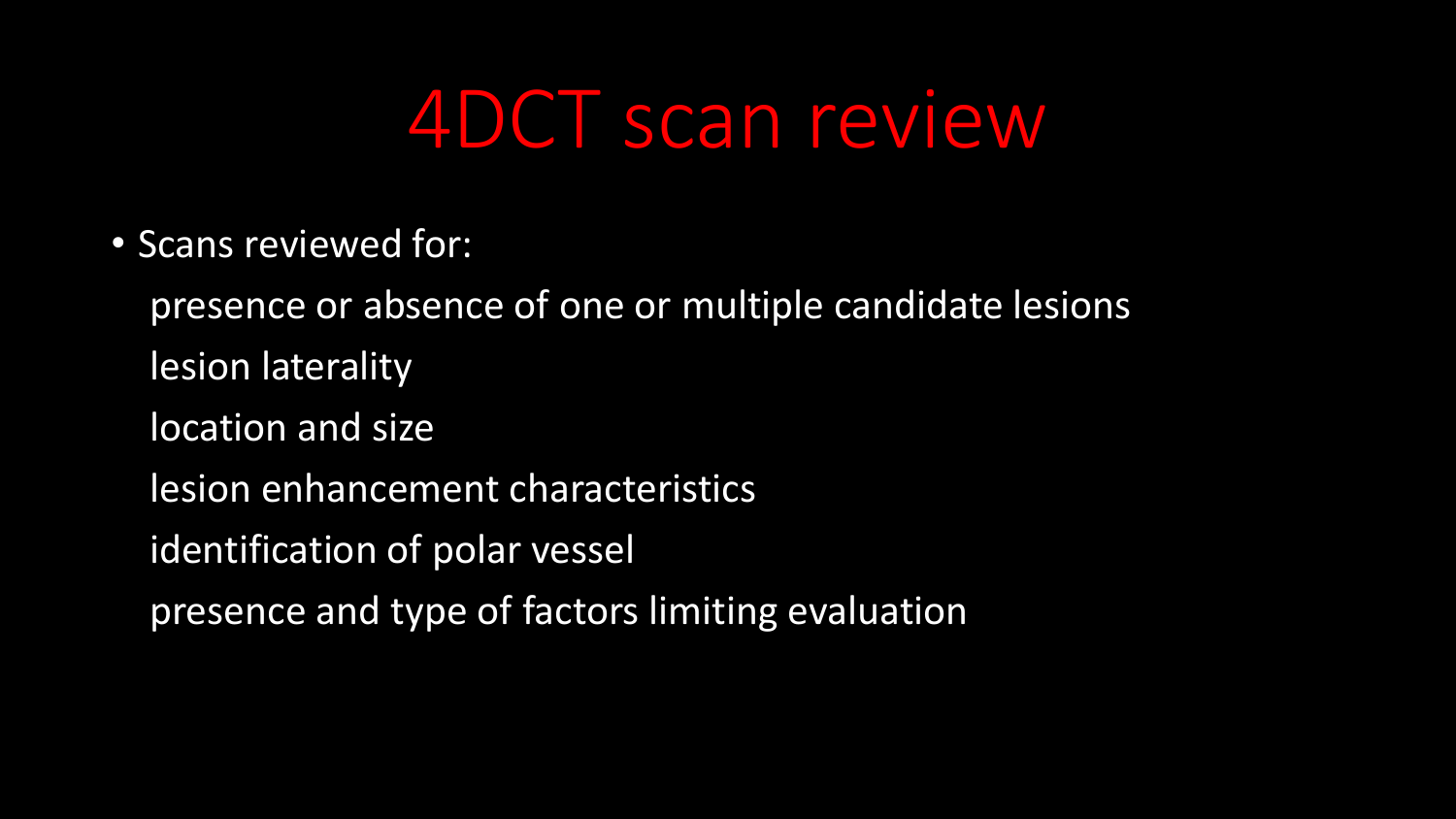# 4DCT scan review

- Scans reviewed for:
  - presence or absence of one or multiple candidate lesions
  - lesion laterality
  - location and size
  - lesion enhancement characteristics
  - identification of polar vessel
  - presence and type of factors limiting evaluation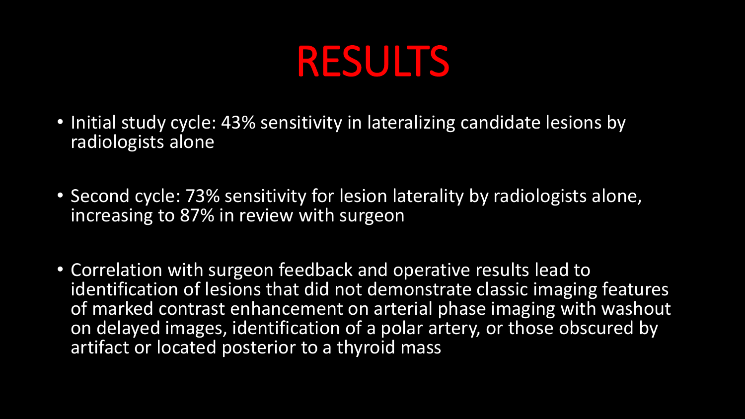# RESULTS

- Initial study cycle: 43% sensitivity in lateralizing candidate lesions by radiologists alone
- Second cycle: 73% sensitivity for lesion laterality by radiologists alone, increasing to 87% in review with surgeon
- Correlation with surgeon feedback and operative results lead to identification of lesions that did not demonstrate classic imaging features of marked contrast enhancement on arterial phase imaging with washout on delayed images, identification of a polar artery, or those obscured by artifact or located posterior to a thyroid mass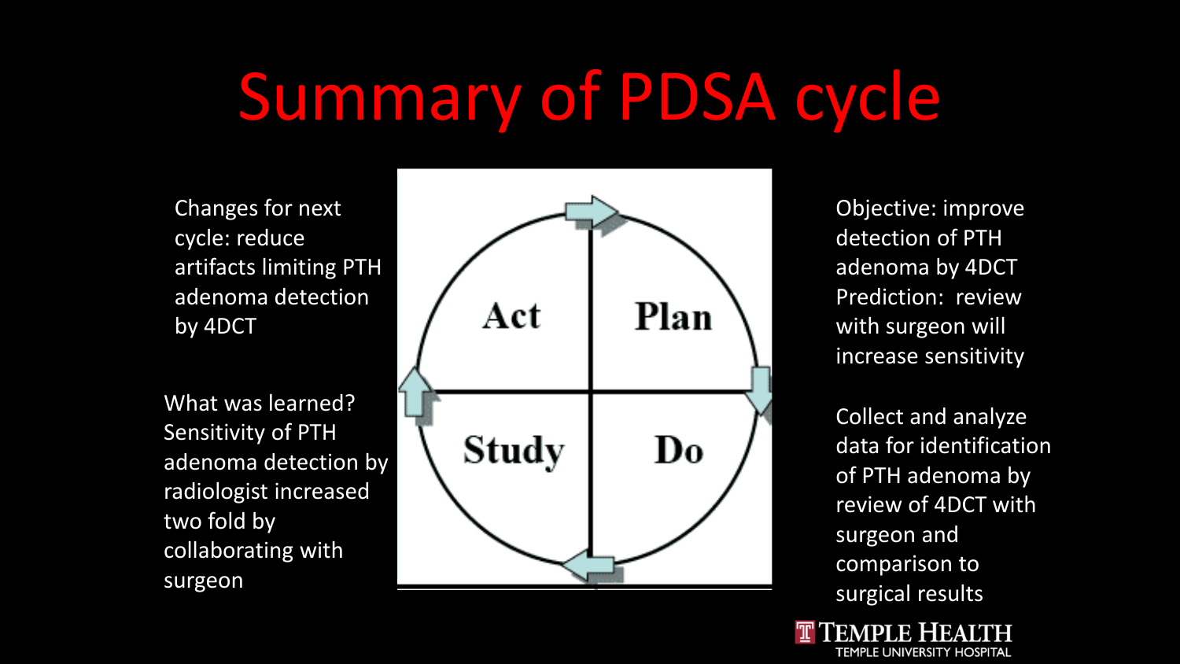# Summary of PDSA cycle

Changes for next cycle: reduce artifacts limiting PTH adenoma detection by 4DCT

What was learned? Sensitivity of PTH adenoma detection by radiologist increased two fold by collaborating with surgeon

Act | Plan | Study | Do

Objective: improve detection of PTH adenoma by 4DCT
Prediction: review with surgeon will increase sensitivity

Collect and analyze data for identification of PTH adenoma by review of 4DCT with surgeon and comparison to surgical results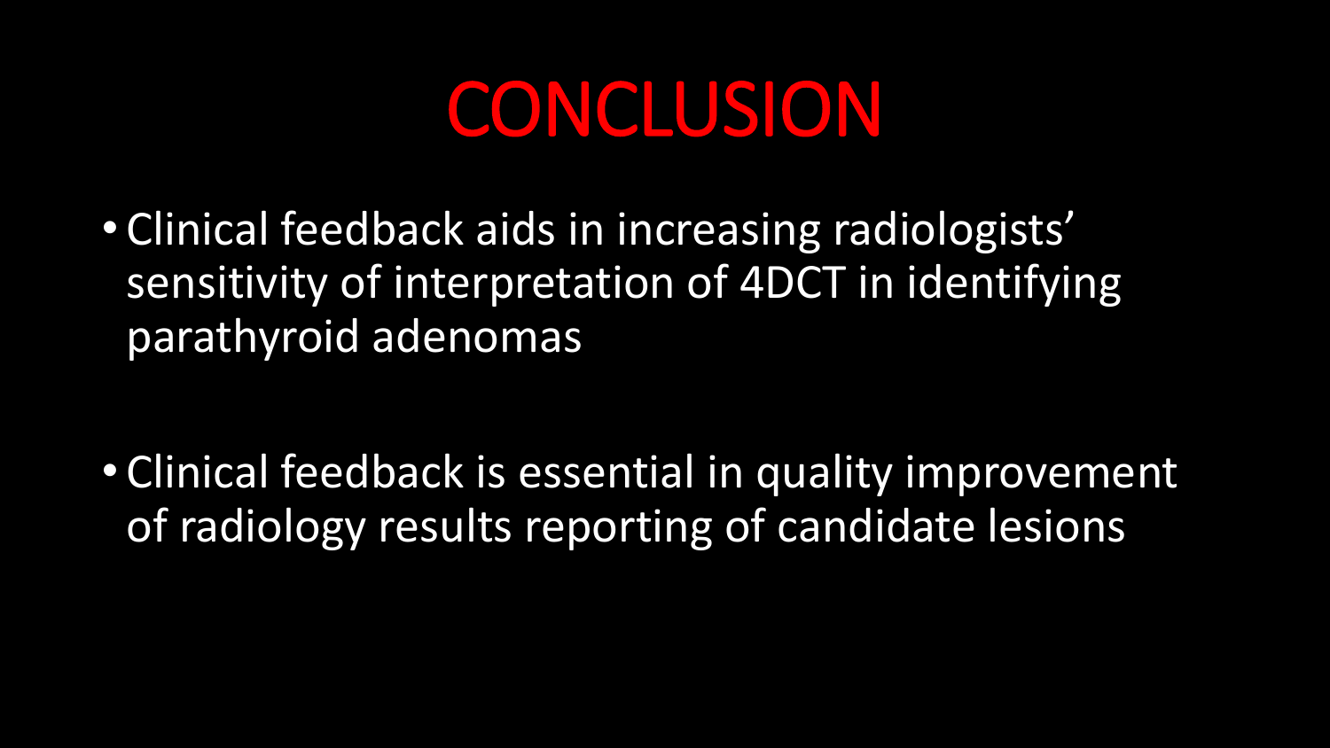# CONCLUSION

- Clinical feedback aids in increasing radiologists' sensitivity of interpretation of 4DCT in identifying parathyroid adenomas

- Clinical feedback is essential in quality improvement of radiology results reporting of candidate lesions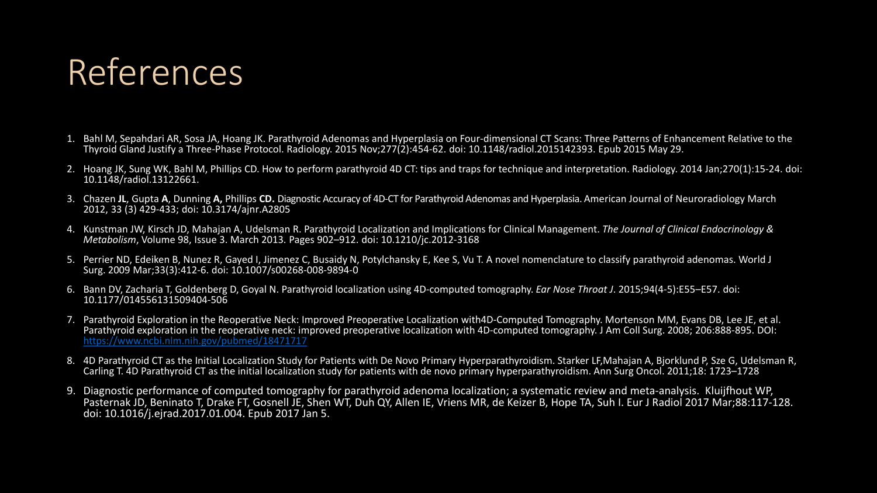# References

1. Bahl M, Sepahdari AR, Sosa JA, Hoang JK. Parathyroid Adenomas and Hyperplasia on Four-dimensional CT Scans: Three Patterns of Enhancement Relative to the Thyroid Gland Justify a Three-Phase Protocol. Radiology. 2015 Nov;277(2):454-62. doi: 10.1148/radiol.2015142393. Epub 2015 May 29.
2. Hoang JK, Sung WK, Bahl M, Phillips CD. How to perform parathyroid 4D CT: tips and traps for technique and interpretation. Radiology. 2014 Jan;270(1):15-24. doi: 10.1148/radiol.13122661.
3. Chazen **JL**, Gupta **A**, Dunning **A,** Phillips **CD.** Diagnostic Accuracy of 4D-CT for Parathyroid Adenomas and Hyperplasia. American Journal of Neuroradiology March 2012, 33 (3) 429-433; doi: 10.3174/ajnr.A2805
4. Kunstman JW, Kirsch JD, Mahajan A, Udelsman R. Parathyroid Localization and Implications for Clinical Management. *The Journal of Clinical Endocrinology & Metabolism*, Volume 98, Issue 3. March 2013. Pages 902–912. doi: 10.1210/jc.2012-3168
5. Perrier ND, Edeiken B, Nunez R, Gayed I, Jimenez C, Busaidy N, Potylchansky E, Kee S, Vu T. A novel nomenclature to classify parathyroid adenomas. World J Surg. 2009 Mar;33(3):412-6. doi: 10.1007/s00268-008-9894-0
6. Bann DV, Zacharia T, Goldenberg D, Goyal N. Parathyroid localization using 4D-computed tomography. *Ear Nose Throat J*. 2015;94(4-5):E55–E57. doi: 10.1177/014556131509404-506
7. Parathyroid Exploration in the Reoperative Neck: Improved Preoperative Localization with4D-Computed Tomography. Mortenson MM, Evans DB, Lee JE, et al. Parathyroid exploration in the reoperative neck: improved preoperative localization with 4D-computed tomography. J Am Coll Surg. 2008; 206:888-895. DOI: https://www.ncbi.nlm.nih.gov/pubmed/18471717
8. 4D Parathyroid CT as the Initial Localization Study for Patients with De Novo Primary Hyperparathyroidism. Starker LF,Mahajan A, Bjorklund P, Sze G, Udelsman R, Carling T. 4D Parathyroid CT as the initial localization study for patients with de novo primary hyperparathyroidism. Ann Surg Oncol. 2011;18: 1723–1728
9. Diagnostic performance of computed tomography for parathyroid adenoma localization; a systematic review and meta-analysis. Kluijfhout WP, Pasternak JD, Beninato T, Drake FT, Gosnell JE, Shen WT, Duh QY, Allen IE, Vriens MR, de Keizer B, Hope TA, Suh I. Eur J Radiol 2017 Mar;88:117-128. doi: 10.1016/j.ejrad.2017.01.004. Epub 2017 Jan 5.